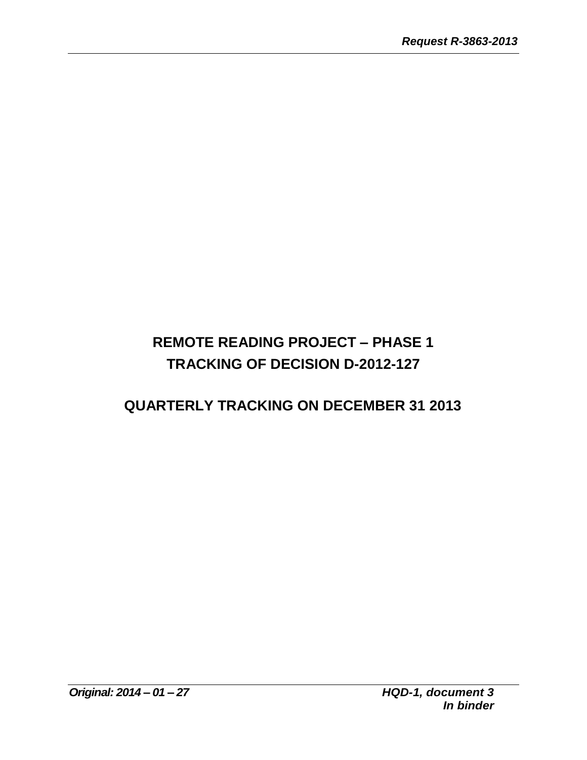# REMOTE READING PROJECT – PHASE 1
# TRACKING OF DECISION D-2012-127

## QUARTERLY TRACKING ON DECEMBER 31 2013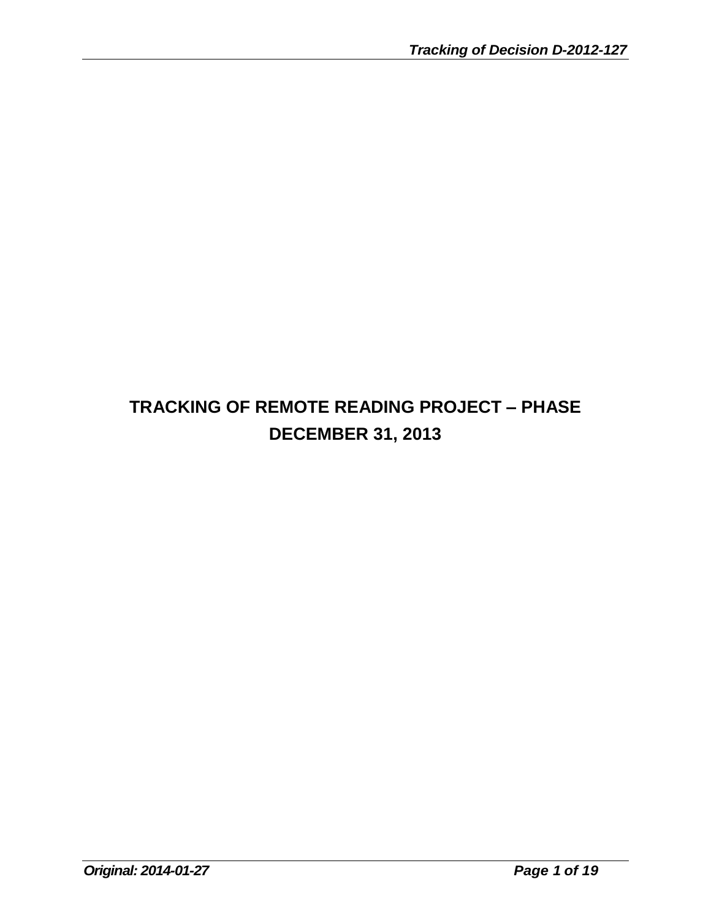# TRACKING OF REMOTE READING PROJECT – PHASE DECEMBER 31, 2013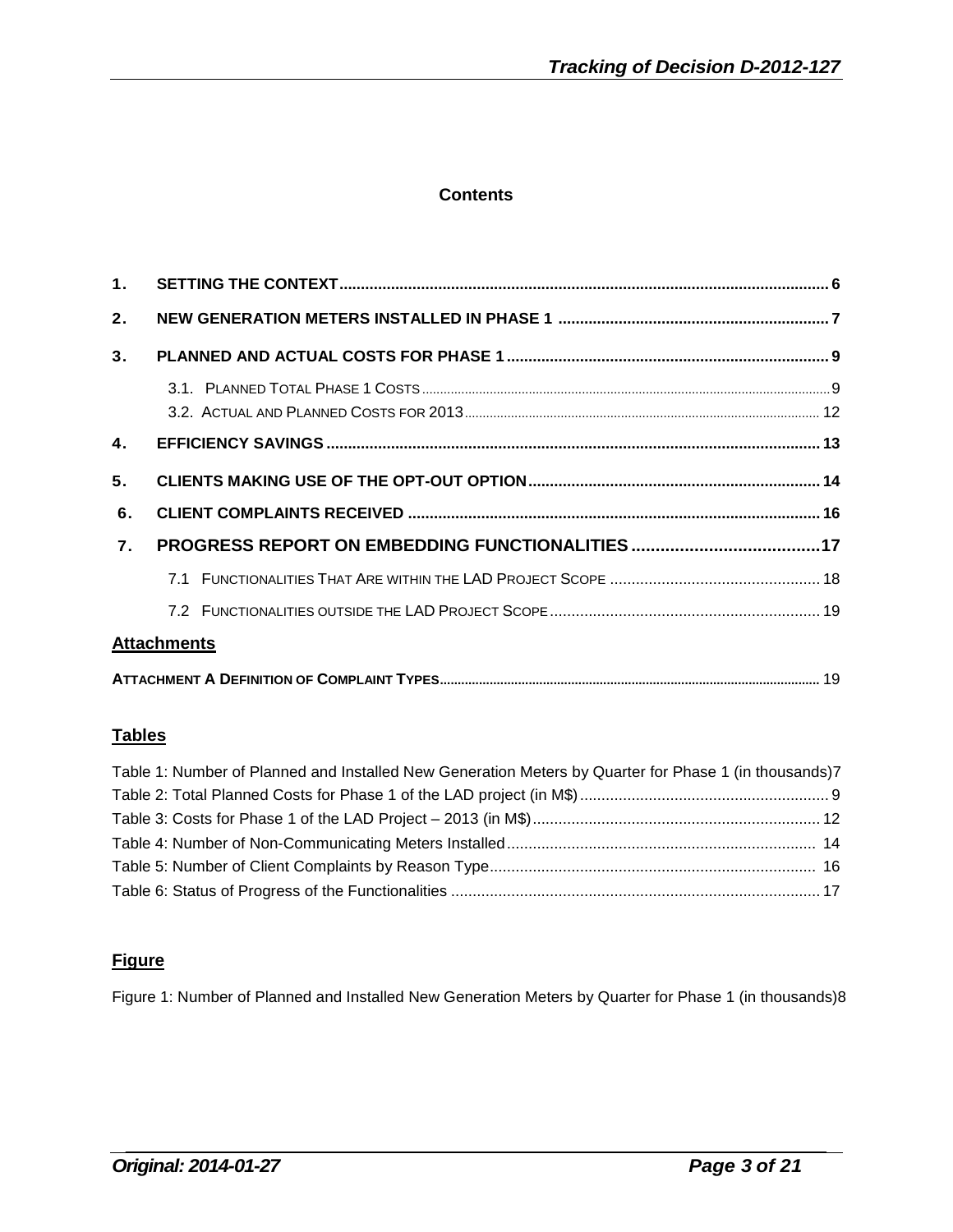**Contents**

1. SETTING THE CONTEXT .......... 6
2. NEW GENERATION METERS INSTALLED IN PHASE 1 .......... 7
3. PLANNED AND ACTUAL COSTS FOR PHASE 1 .......... 9
   - 3.1. PLANNED TOTAL PHASE 1 COSTS .......... 9
   - 3.2. ACTUAL AND PLANNED COSTS FOR 2013 .......... 12
4. EFFICIENCY SAVINGS .......... 13
5. CLIENTS MAKING USE OF THE OPT-OUT OPTION .......... 14
6. CLIENT COMPLAINTS RECEIVED .......... 16
7. PROGRESS REPORT ON EMBEDDING FUNCTIONALITIES .......... 17
   - 7.1 FUNCTIONALITIES THAT ARE WITHIN THE LAD PROJECT SCOPE .......... 18
   - 7.2 FUNCTIONALITIES OUTSIDE THE LAD PROJECT SCOPE .......... 19

**Attachments**

ATTACHMENT A DEFINITION OF COMPLAINT TYPES .......... 19

**Tables**

Table 1: Number of Planned and Installed New Generation Meters by Quarter for Phase 1 (in thousands) .......... 7
Table 2: Total Planned Costs for Phase 1 of the LAD project (in M$) .......... 9
Table 3: Costs for Phase 1 of the LAD Project – 2013 (in M$) .......... 12
Table 4: Number of Non-Communicating Meters Installed .......... 14
Table 5: Number of Client Complaints by Reason Type .......... 16
Table 6: Status of Progress of the Functionalities .......... 17

**Figure**

Figure 1: Number of Planned and Installed New Generation Meters by Quarter for Phase 1 (in thousands) .......... 8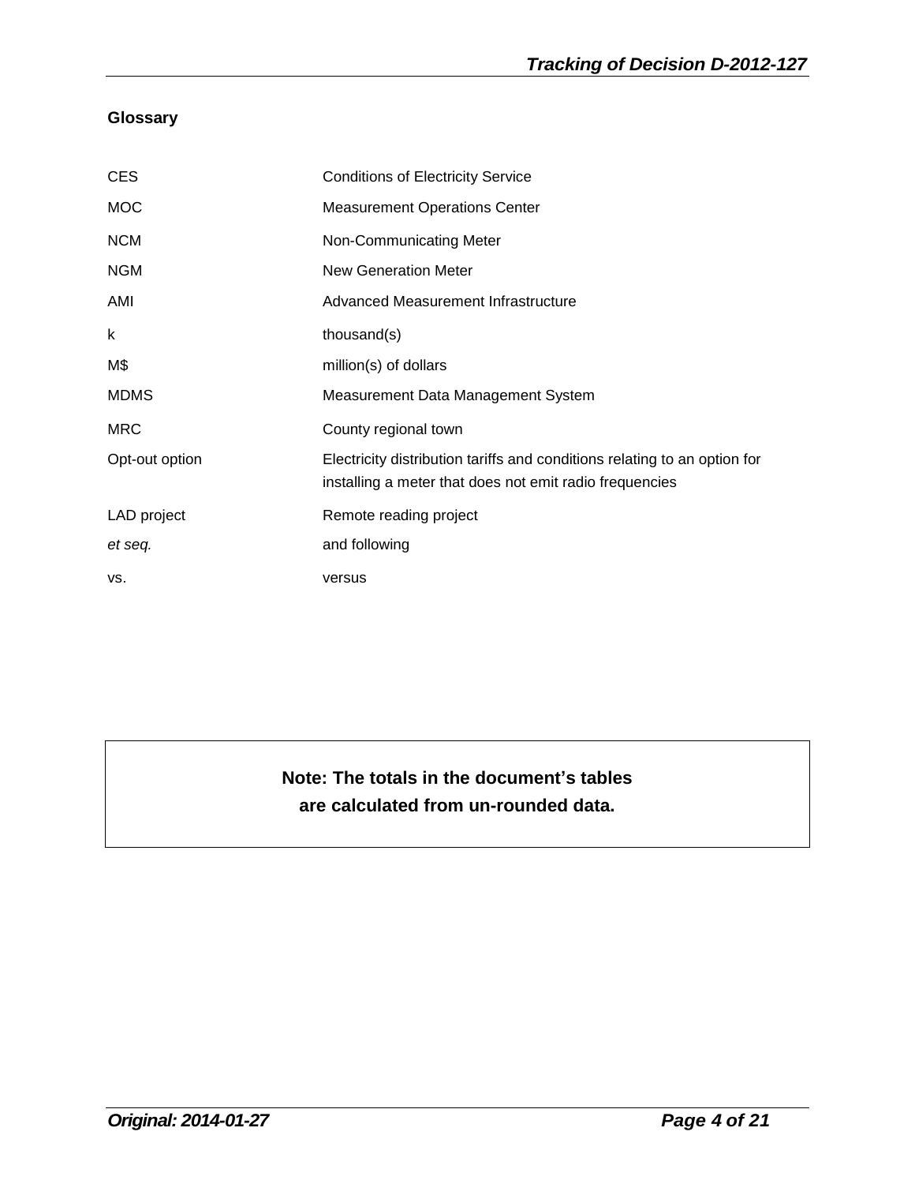## Glossary

| | |
|---|---|
| CES | Conditions of Electricity Service |
| MOC | Measurement Operations Center |
| NCM | Non-Communicating Meter |
| NGM | New Generation Meter |
| AMI | Advanced Measurement Infrastructure |
| k | thousand(s) |
| M$ | million(s) of dollars |
| MDMS | Measurement Data Management System |
| MRC | County regional town |
| Opt-out option | Electricity distribution tariffs and conditions relating to an option for installing a meter that does not emit radio frequencies |
| LAD project | Remote reading project |
| *et seq.* | and following |
| vs. | versus |

**Note: The totals in the document's tables are calculated from un-rounded data.**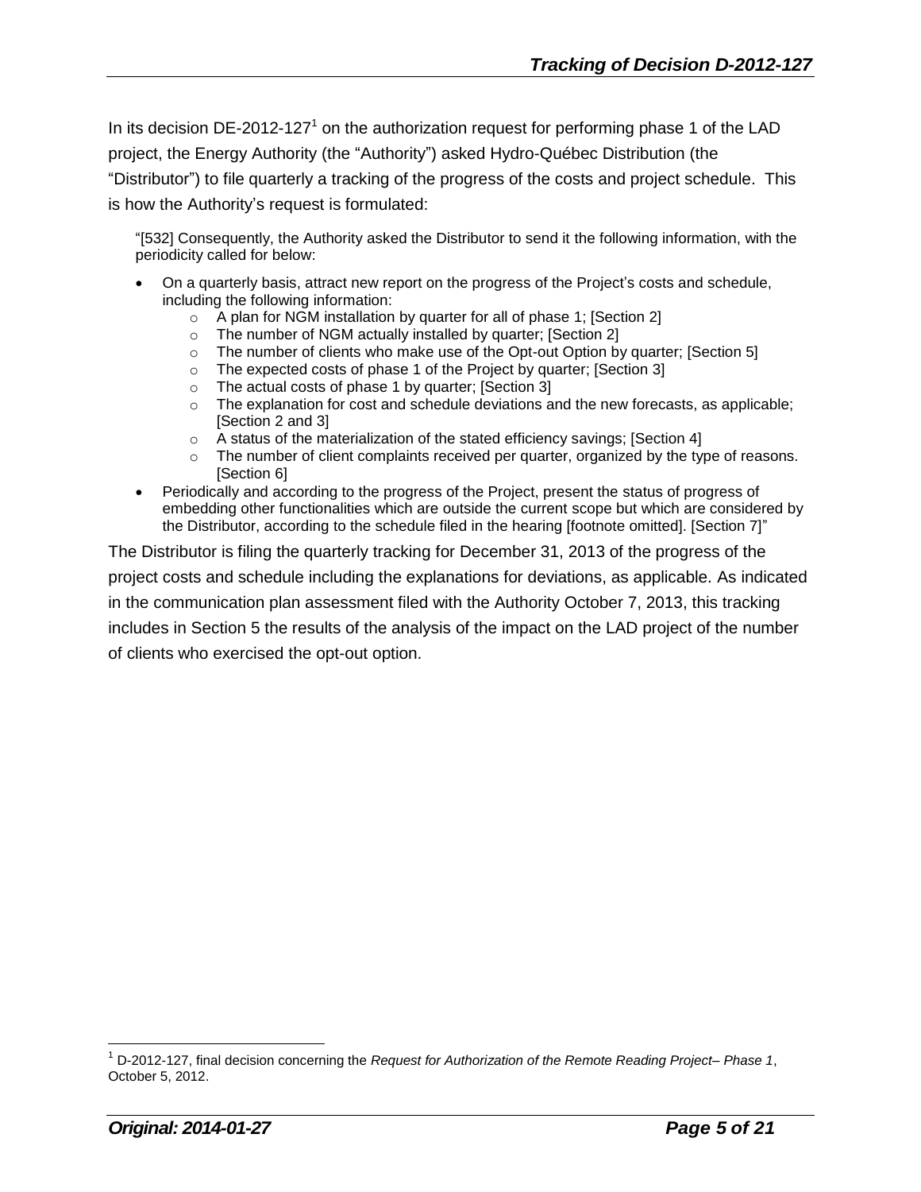In its decision DE-2012-127[1] on the authorization request for performing phase 1 of the LAD project, the Energy Authority (the "Authority") asked Hydro-Québec Distribution (the "Distributor") to file quarterly a tracking of the progress of the costs and project schedule. This is how the Authority's request is formulated:

> "[532] Consequently, the Authority asked the Distributor to send it the following information, with the periodicity called for below:
>
> - On a quarterly basis, attract new report on the progress of the Project's costs and schedule, including the following information:
>   - A plan for NGM installation by quarter for all of phase 1; [Section 2]
>   - The number of NGM actually installed by quarter; [Section 2]
>   - The number of clients who make use of the Opt-out Option by quarter; [Section 5]
>   - The expected costs of phase 1 of the Project by quarter; [Section 3]
>   - The actual costs of phase 1 by quarter; [Section 3]
>   - The explanation for cost and schedule deviations and the new forecasts, as applicable; [Section 2 and 3]
>   - A status of the materialization of the stated efficiency savings; [Section 4]
>   - The number of client complaints received per quarter, organized by the type of reasons. [Section 6]
> - Periodically and according to the progress of the Project, present the status of progress of embedding other functionalities which are outside the current scope but which are considered by the Distributor, according to the schedule filed in the hearing [footnote omitted]. [Section 7]"

The Distributor is filing the quarterly tracking for December 31, 2013 of the progress of the project costs and schedule including the explanations for deviations, as applicable. As indicated in the communication plan assessment filed with the Authority October 7, 2013, this tracking includes in Section 5 the results of the analysis of the impact on the LAD project of the number of clients who exercised the opt-out option.

[1] D-2012-127, final decision concerning the *Request for Authorization of the Remote Reading Project– Phase 1*, October 5, 2012.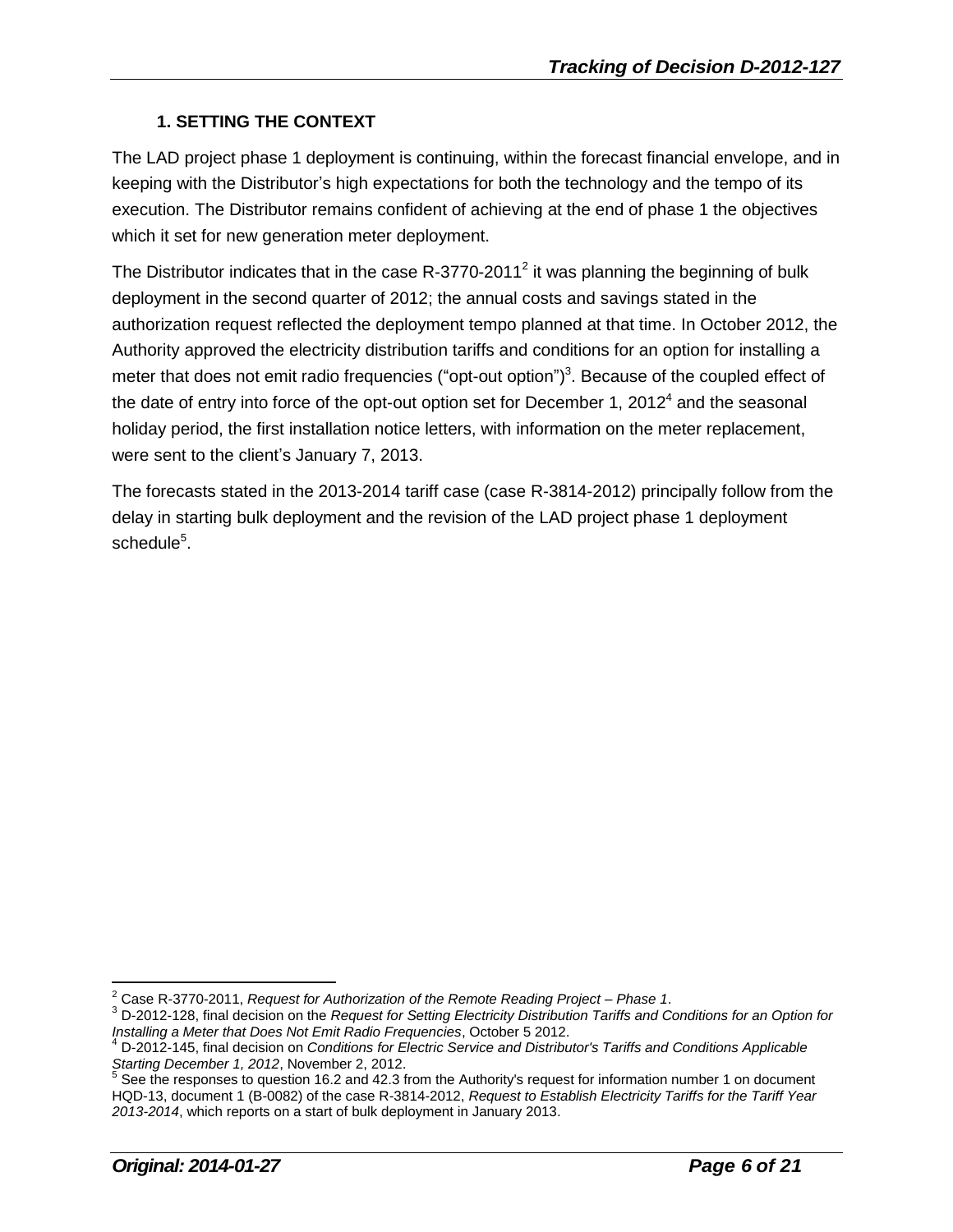## 1. SETTING THE CONTEXT

The LAD project phase 1 deployment is continuing, within the forecast financial envelope, and in keeping with the Distributor's high expectations for both the technology and the tempo of its execution. The Distributor remains confident of achieving at the end of phase 1 the objectives which it set for new generation meter deployment.

The Distributor indicates that in the case R-3770-2011[2] it was planning the beginning of bulk deployment in the second quarter of 2012; the annual costs and savings stated in the authorization request reflected the deployment tempo planned at that time. In October 2012, the Authority approved the electricity distribution tariffs and conditions for an option for installing a meter that does not emit radio frequencies ("opt-out option")[3]. Because of the coupled effect of the date of entry into force of the opt-out option set for December 1, 2012[4] and the seasonal holiday period, the first installation notice letters, with information on the meter replacement, were sent to the client's January 7, 2013.

The forecasts stated in the 2013-2014 tariff case (case R-3814-2012) principally follow from the delay in starting bulk deployment and the revision of the LAD project phase 1 deployment schedule[5].

---

[2] Case R-3770-2011, *Request for Authorization of the Remote Reading Project – Phase 1*.

[3] D-2012-128, final decision on the *Request for Setting Electricity Distribution Tariffs and Conditions for an Option for Installing a Meter that Does Not Emit Radio Frequencies*, October 5 2012.

[4] D-2012-145, final decision on *Conditions for Electric Service and Distributor's Tariffs and Conditions Applicable Starting December 1, 2012*, November 2, 2012.

[5] See the responses to question 16.2 and 42.3 from the Authority's request for information number 1 on document HQD-13, document 1 (B-0082) of the case R-3814-2012, *Request to Establish Electricity Tariffs for the Tariff Year 2013-2014*, which reports on a start of bulk deployment in January 2013.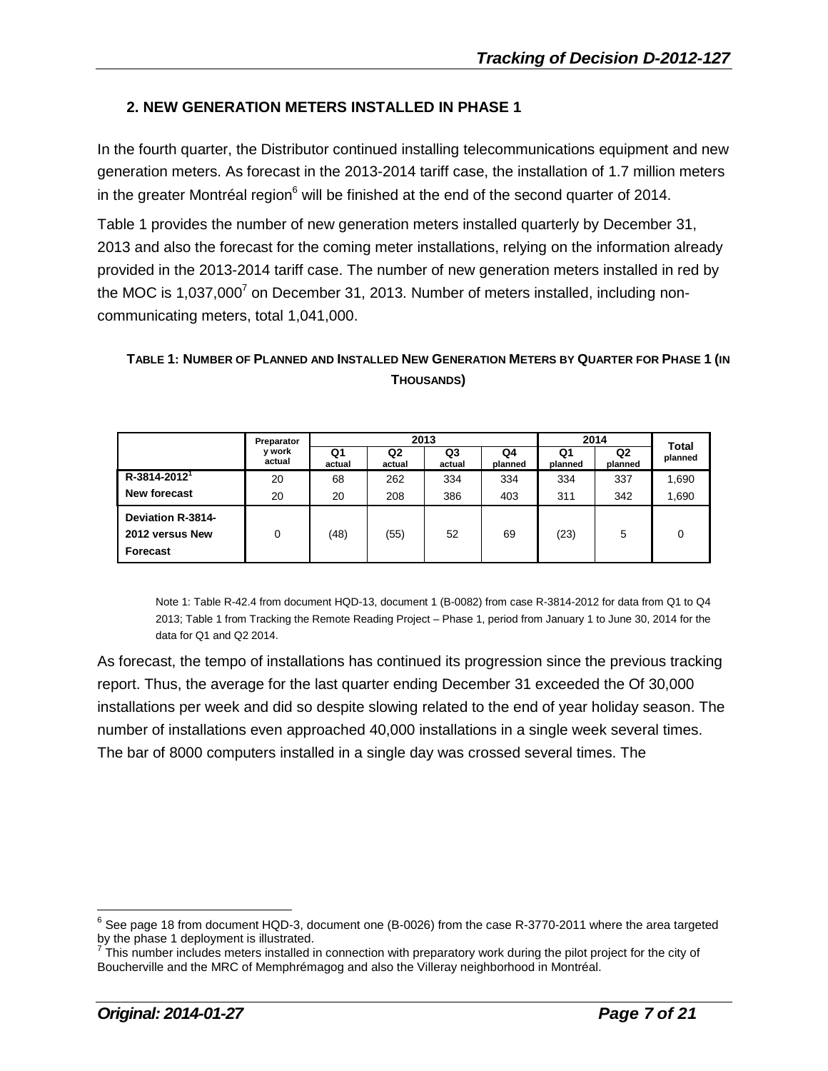## 2. NEW GENERATION METERS INSTALLED IN PHASE 1

In the fourth quarter, the Distributor continued installing telecommunications equipment and new generation meters. As forecast in the 2013-2014 tariff case, the installation of 1.7 million meters in the greater Montréal region[6] will be finished at the end of the second quarter of 2014.

Table 1 provides the number of new generation meters installed quarterly by December 31, 2013 and also the forecast for the coming meter installations, relying on the information already provided in the 2013-2014 tariff case. The number of new generation meters installed in red by the MOC is 1,037,000[7] on December 31, 2013. Number of meters installed, including non-communicating meters, total 1,041,000.

**TABLE 1: NUMBER OF PLANNED AND INSTALLED NEW GENERATION METERS BY QUARTER FOR PHASE 1 (IN THOUSANDS)**

| | Preparatory work actual | 2013 | | | | 2014 | | Total planned |
|---|---|---|---|---|---|---|---|---|
| | | Q1 actual | Q2 actual | Q3 actual | Q4 planned | Q1 planned | Q2 planned | |
| R-3814-2012[1] | 20 | 68 | 262 | 334 | 334 | 334 | 337 | 1,690 |
| New forecast | 20 | 20 | 208 | 386 | 403 | 311 | 342 | 1,690 |
| Deviation R-3814-2012 versus New Forecast | 0 | (48) | (55) | 52 | 69 | (23) | 5 | 0 |

Note 1: Table R-42.4 from document HQD-13, document 1 (B-0082) from case R-3814-2012 for data from Q1 to Q4 2013; Table 1 from Tracking the Remote Reading Project – Phase 1, period from January 1 to June 30, 2014 for the data for Q1 and Q2 2014.

As forecast, the tempo of installations has continued its progression since the previous tracking report. Thus, the average for the last quarter ending December 31 exceeded the Of 30,000 installations per week and did so despite slowing related to the end of year holiday season. The number of installations even approached 40,000 installations in a single week several times. The bar of 8000 computers installed in a single day was crossed several times. The

[6] See page 18 from document HQD-3, document one (B-0026) from the case R-3770-2011 where the area targeted by the phase 1 deployment is illustrated.

[7] This number includes meters installed in connection with preparatory work during the pilot project for the city of Boucherville and the MRC of Memphrémagog and also the Villeray neighborhood in Montréal.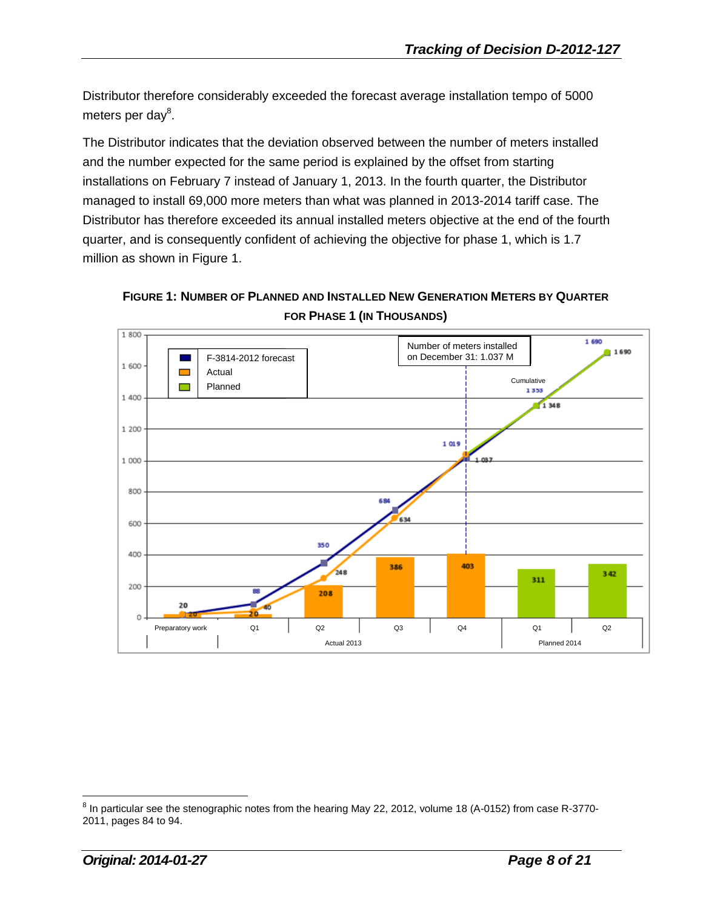Distributor therefore considerably exceeded the forecast average installation tempo of 5000 meters per day[8].

The Distributor indicates that the deviation observed between the number of meters installed and the number expected for the same period is explained by the offset from starting installations on February 7 instead of January 1, 2013. In the fourth quarter, the Distributor managed to install 69,000 more meters than what was planned in 2013-2014 tariff case. The Distributor has therefore exceeded its annual installed meters objective at the end of the fourth quarter, and is consequently confident of achieving the objective for phase 1, which is 1.7 million as shown in Figure 1.

**FIGURE 1: NUMBER OF PLANNED AND INSTALLED NEW GENERATION METERS BY QUARTER FOR PHASE 1 (IN THOUSANDS)**

---

[8] In particular see the stenographic notes from the hearing May 22, 2012, volume 18 (A-0152) from case R-3770-2011, pages 84 to 94.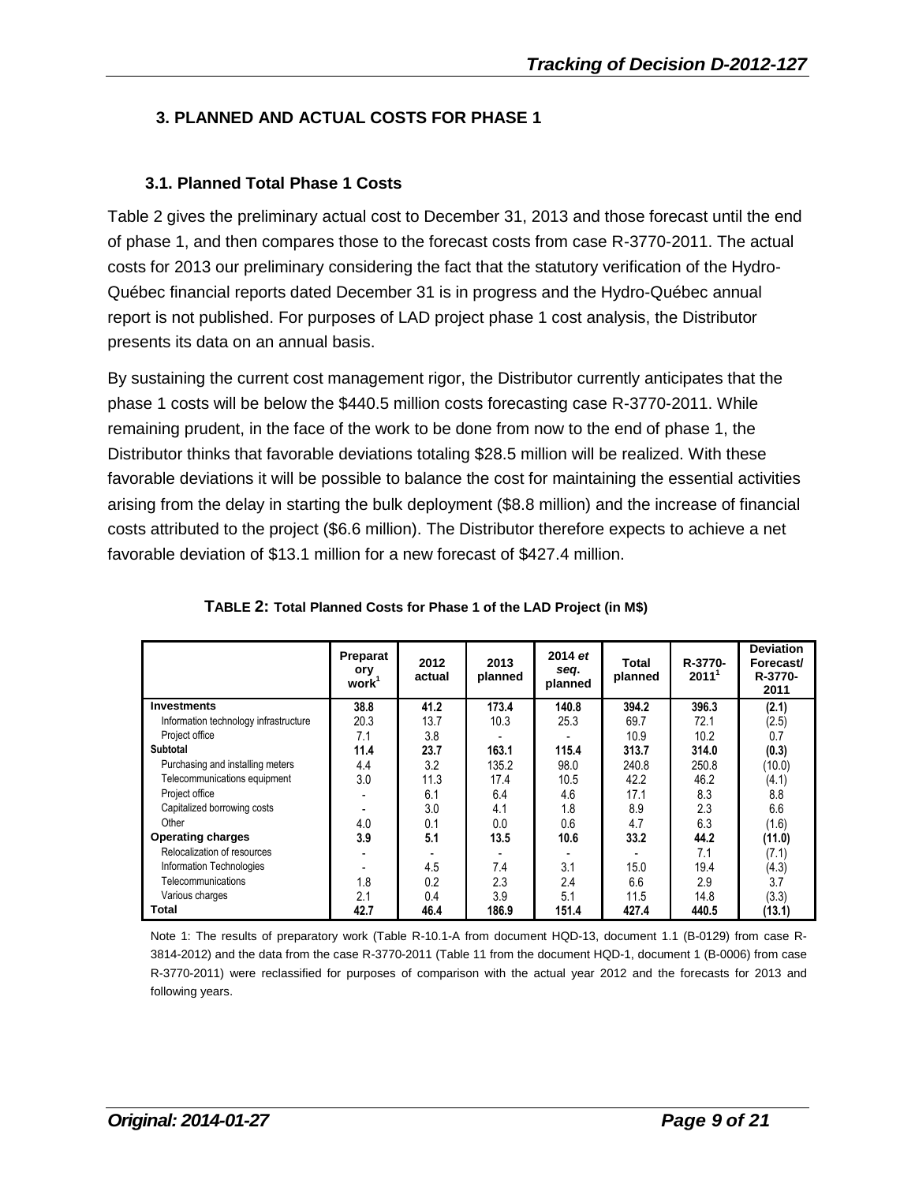## 3. PLANNED AND ACTUAL COSTS FOR PHASE 1

### 3.1. Planned Total Phase 1 Costs

Table 2 gives the preliminary actual cost to December 31, 2013 and those forecast until the end of phase 1, and then compares those to the forecast costs from case R-3770-2011. The actual costs for 2013 our preliminary considering the fact that the statutory verification of the Hydro-Québec financial reports dated December 31 is in progress and the Hydro-Québec annual report is not published. For purposes of LAD project phase 1 cost analysis, the Distributor presents its data on an annual basis.

By sustaining the current cost management rigor, the Distributor currently anticipates that the phase 1 costs will be below the \$440.5 million costs forecasting case R-3770-2011. While remaining prudent, in the face of the work to be done from now to the end of phase 1, the Distributor thinks that favorable deviations totaling \$28.5 million will be realized. With these favorable deviations it will be possible to balance the cost for maintaining the essential activities arising from the delay in starting the bulk deployment (\$8.8 million) and the increase of financial costs attributed to the project (\$6.6 million). The Distributor therefore expects to achieve a net favorable deviation of \$13.1 million for a new forecast of \$427.4 million.

**TABLE 2: Total Planned Costs for Phase 1 of the LAD Project (in M$)**

| | Preparatory work[1] | 2012 actual | 2013 planned | 2014 *et seq.* planned | Total planned | R-3770-2011[1] | Deviation Forecast/ R-3770-2011 |
|---|---|---|---|---|---|---|---|
| **Investments** | **38.8** | **41.2** | **173.4** | **140.8** | **394.2** | **396.3** | **(2.1)** |
| Information technology infrastructure | 20.3 | 13.7 | 10.3 | 25.3 | 69.7 | 72.1 | (2.5) |
| Project office | 7.1 | 3.8 | - | - | 10.9 | 10.2 | 0.7 |
| **Subtotal** | **11.4** | **23.7** | **163.1** | **115.4** | **313.7** | **314.0** | **(0.3)** |
| Purchasing and installing meters | 4.4 | 3.2 | 135.2 | 98.0 | 240.8 | 250.8 | (10.0) |
| Telecommunications equipment | 3.0 | 11.3 | 17.4 | 10.5 | 42.2 | 46.2 | (4.1) |
| Project office | - | 6.1 | 6.4 | 4.6 | 17.1 | 8.3 | 8.8 |
| Capitalized borrowing costs | - | 3.0 | 4.1 | 1.8 | 8.9 | 2.3 | 6.6 |
| Other | 4.0 | 0.1 | 0.0 | 0.6 | 4.7 | 6.3 | (1.6) |
| **Operating charges** | **3.9** | **5.1** | **13.5** | **10.6** | **33.2** | **44.2** | **(11.0)** |
| Relocalization of resources | - | - | - | - | - | 7.1 | (7.1) |
| Information Technologies | - | 4.5 | 7.4 | 3.1 | 15.0 | 19.4 | (4.3) |
| Telecommunications | 1.8 | 0.2 | 2.3 | 2.4 | 6.6 | 2.9 | 3.7 |
| Various charges | 2.1 | 0.4 | 3.9 | 5.1 | 11.5 | 14.8 | (3.3) |
| **Total** | **42.7** | **46.4** | **186.9** | **151.4** | **427.4** | **440.5** | **(13.1)** |

Note 1: The results of preparatory work (Table R-10.1-A from document HQD-13, document 1.1 (B-0129) from case R-3814-2012) and the data from the case R-3770-2011 (Table 11 from the document HQD-1, document 1 (B-0006) from case R-3770-2011) were reclassified for purposes of comparison with the actual year 2012 and the forecasts for 2013 and following years.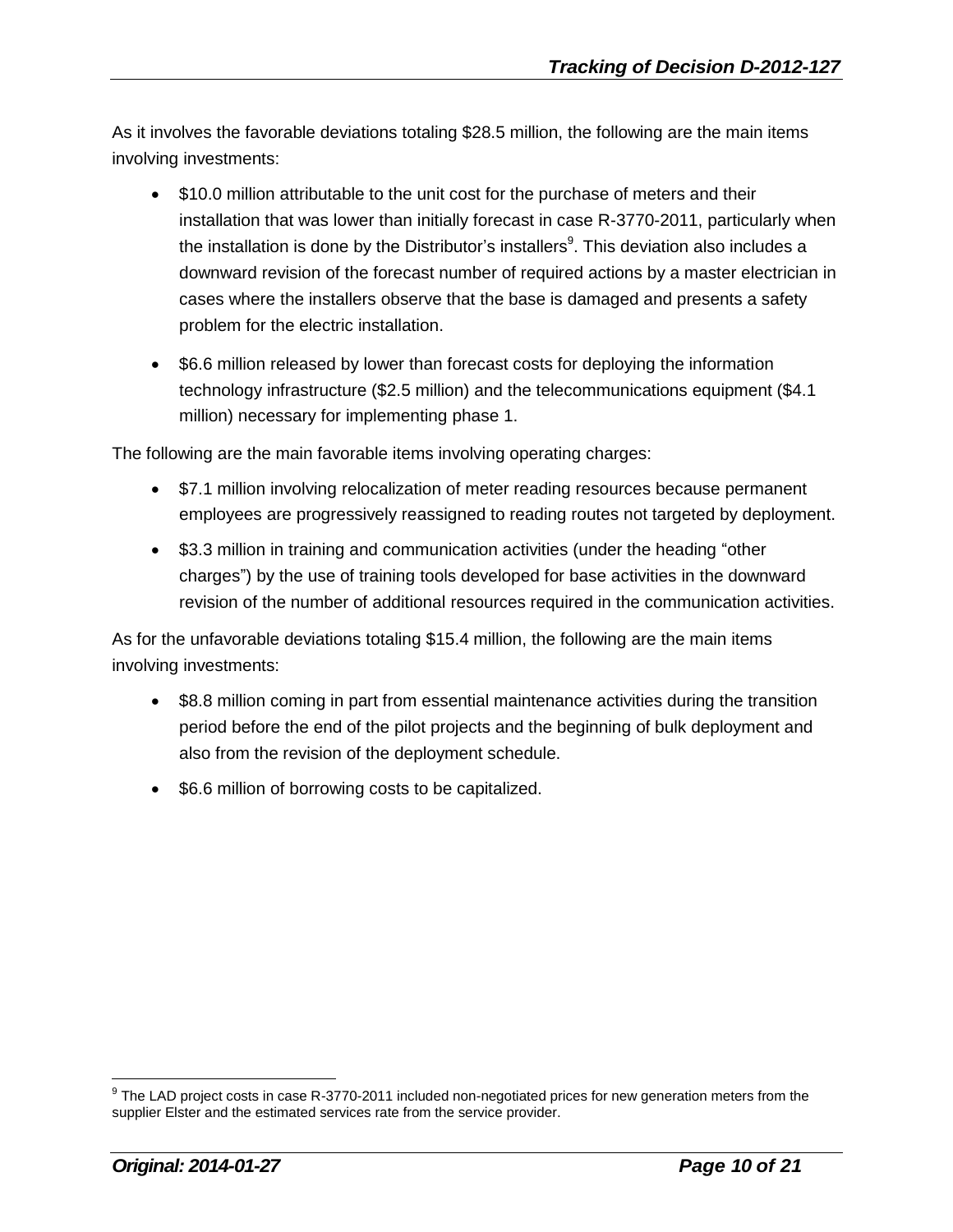As it involves the favorable deviations totaling \$28.5 million, the following are the main items involving investments:

- \$10.0 million attributable to the unit cost for the purchase of meters and their installation that was lower than initially forecast in case R-3770-2011, particularly when the installation is done by the Distributor's installers[9]. This deviation also includes a downward revision of the forecast number of required actions by a master electrician in cases where the installers observe that the base is damaged and presents a safety problem for the electric installation.

- \$6.6 million released by lower than forecast costs for deploying the information technology infrastructure (\$2.5 million) and the telecommunications equipment (\$4.1 million) necessary for implementing phase 1.

The following are the main favorable items involving operating charges:

- \$7.1 million involving relocalization of meter reading resources because permanent employees are progressively reassigned to reading routes not targeted by deployment.

- \$3.3 million in training and communication activities (under the heading "other charges") by the use of training tools developed for base activities in the downward revision of the number of additional resources required in the communication activities.

As for the unfavorable deviations totaling \$15.4 million, the following are the main items involving investments:

- \$8.8 million coming in part from essential maintenance activities during the transition period before the end of the pilot projects and the beginning of bulk deployment and also from the revision of the deployment schedule.

- \$6.6 million of borrowing costs to be capitalized.

[9] The LAD project costs in case R-3770-2011 included non-negotiated prices for new generation meters from the supplier Elster and the estimated services rate from the service provider.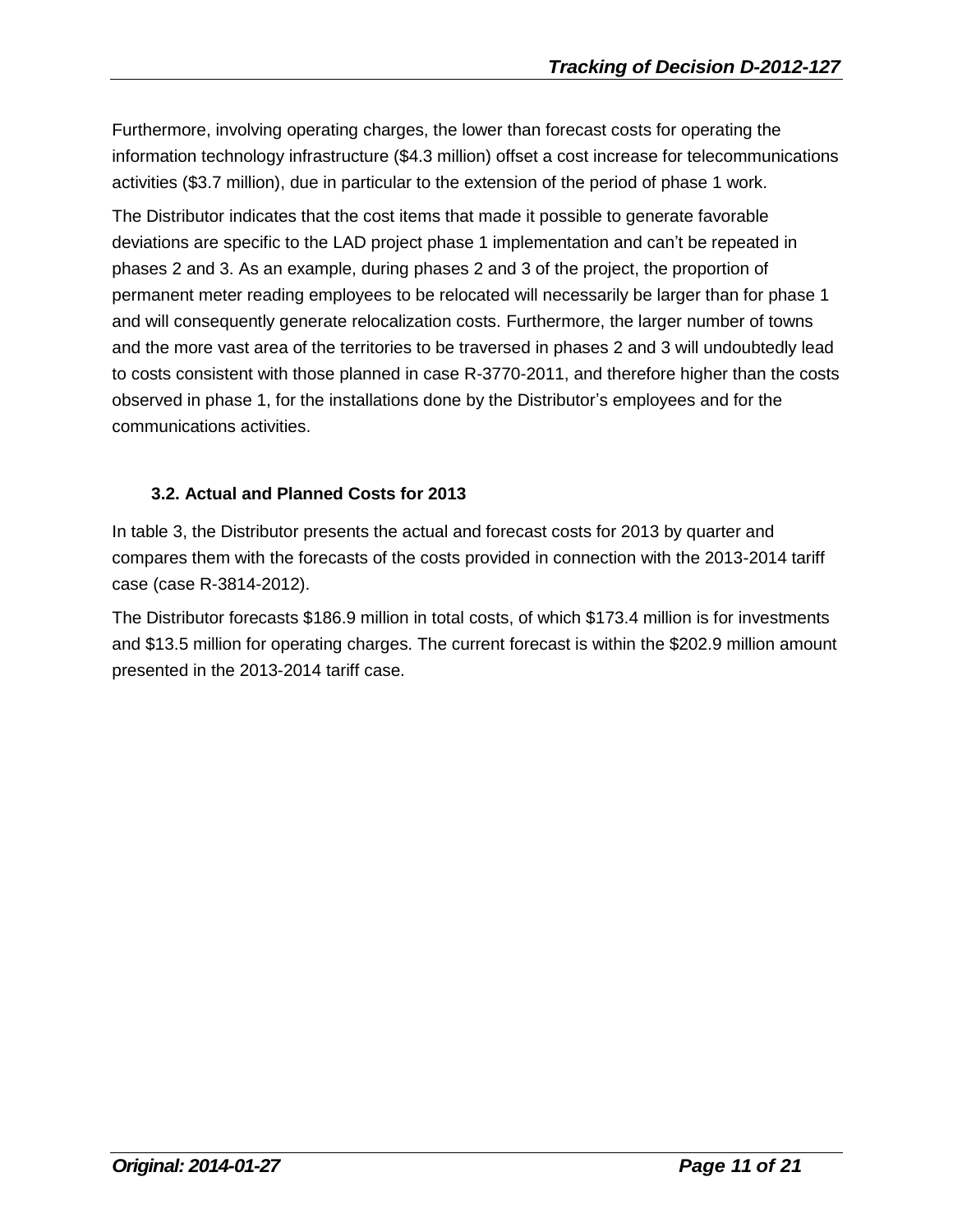Furthermore, involving operating charges, the lower than forecast costs for operating the information technology infrastructure ($4.3 million) offset a cost increase for telecommunications activities ($3.7 million), due in particular to the extension of the period of phase 1 work.

The Distributor indicates that the cost items that made it possible to generate favorable deviations are specific to the LAD project phase 1 implementation and can't be repeated in phases 2 and 3. As an example, during phases 2 and 3 of the project, the proportion of permanent meter reading employees to be relocated will necessarily be larger than for phase 1 and will consequently generate relocalization costs. Furthermore, the larger number of towns and the more vast area of the territories to be traversed in phases 2 and 3 will undoubtedly lead to costs consistent with those planned in case R-3770-2011, and therefore higher than the costs observed in phase 1, for the installations done by the Distributor's employees and for the communications activities.

### 3.2. Actual and Planned Costs for 2013

In table 3, the Distributor presents the actual and forecast costs for 2013 by quarter and compares them with the forecasts of the costs provided in connection with the 2013-2014 tariff case (case R-3814-2012).

The Distributor forecasts $186.9 million in total costs, of which $173.4 million is for investments and $13.5 million for operating charges. The current forecast is within the $202.9 million amount presented in the 2013-2014 tariff case.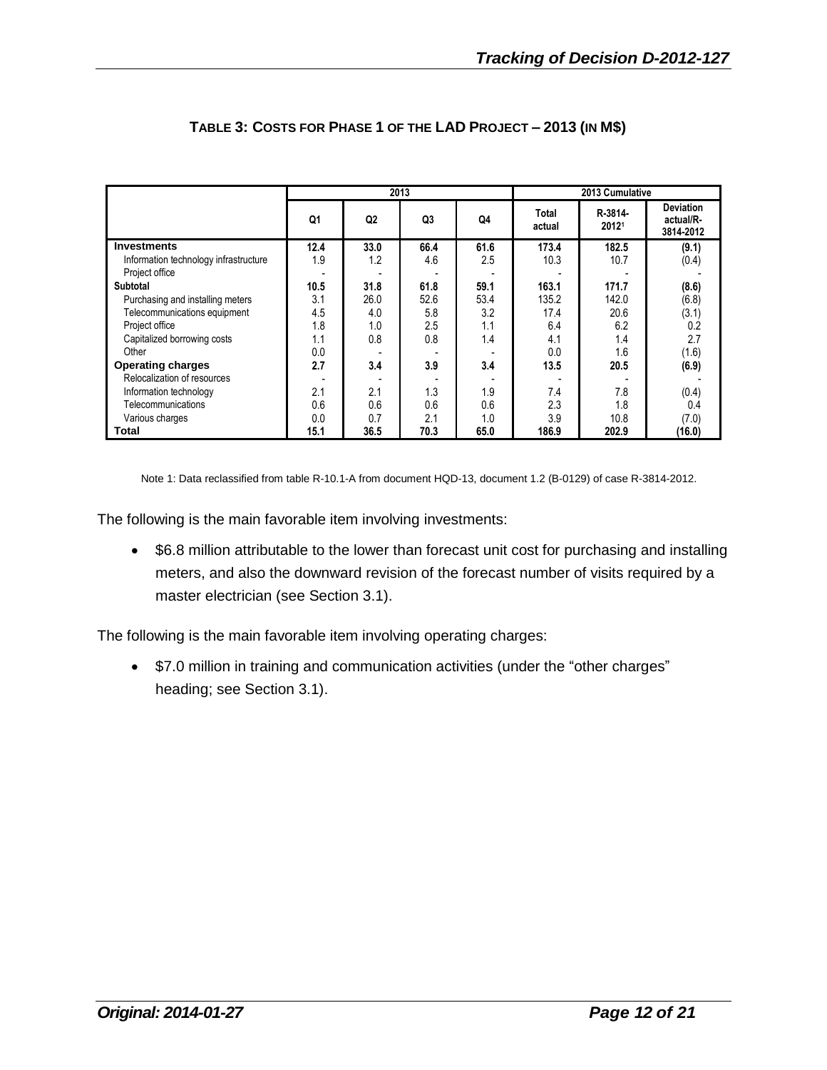**TABLE 3: COSTS FOR PHASE 1 OF THE LAD PROJECT – 2013 (IN M$)**

| | 2013 | | | | 2013 Cumulative | | |
|---|---|---|---|---|---|---|---|
| | Q1 | Q2 | Q3 | Q4 | Total actual | R-3814-2012[1] | Deviation actual/R-3814-2012 |
| **Investments** | **12.4** | **33.0** | **66.4** | **61.6** | **173.4** | **182.5** | **(9.1)** |
| Information technology infrastructure | 1.9 | 1.2 | 4.6 | 2.5 | 10.3 | 10.7 | (0.4) |
| Project office | - | - | - | - | - | - | - |
| **Subtotal** | **10.5** | **31.8** | **61.8** | **59.1** | **163.1** | **171.7** | **(8.6)** |
| Purchasing and installing meters | 3.1 | 26.0 | 52.6 | 53.4 | 135.2 | 142.0 | (6.8) |
| Telecommunications equipment | 4.5 | 4.0 | 5.8 | 3.2 | 17.4 | 20.6 | (3.1) |
| Project office | 1.8 | 1.0 | 2.5 | 1.1 | 6.4 | 6.2 | 0.2 |
| Capitalized borrowing costs | 1.1 | 0.8 | 0.8 | 1.4 | 4.1 | 1.4 | 2.7 |
| Other | 0.0 | - | - | - | 0.0 | 1.6 | (1.6) |
| **Operating charges** | **2.7** | **3.4** | **3.9** | **3.4** | **13.5** | **20.5** | **(6.9)** |
| Relocalization of resources | - | - | - | - | - | - | - |
| Information technology | 2.1 | 2.1 | 1.3 | 1.9 | 7.4 | 7.8 | (0.4) |
| Telecommunications | 0.6 | 0.6 | 0.6 | 0.6 | 2.3 | 1.8 | 0.4 |
| Various charges | 0.0 | 0.7 | 2.1 | 1.0 | 3.9 | 10.8 | (7.0) |
| **Total** | **15.1** | **36.5** | **70.3** | **65.0** | **186.9** | **202.9** | **(16.0)** |

Note 1: Data reclassified from table R-10.1-A from document HQD-13, document 1.2 (B-0129) of case R-3814-2012.

The following is the main favorable item involving investments:

- $6.8 million attributable to the lower than forecast unit cost for purchasing and installing meters, and also the downward revision of the forecast number of visits required by a master electrician (see Section 3.1).

The following is the main favorable item involving operating charges:

- $7.0 million in training and communication activities (under the “other charges” heading; see Section 3.1).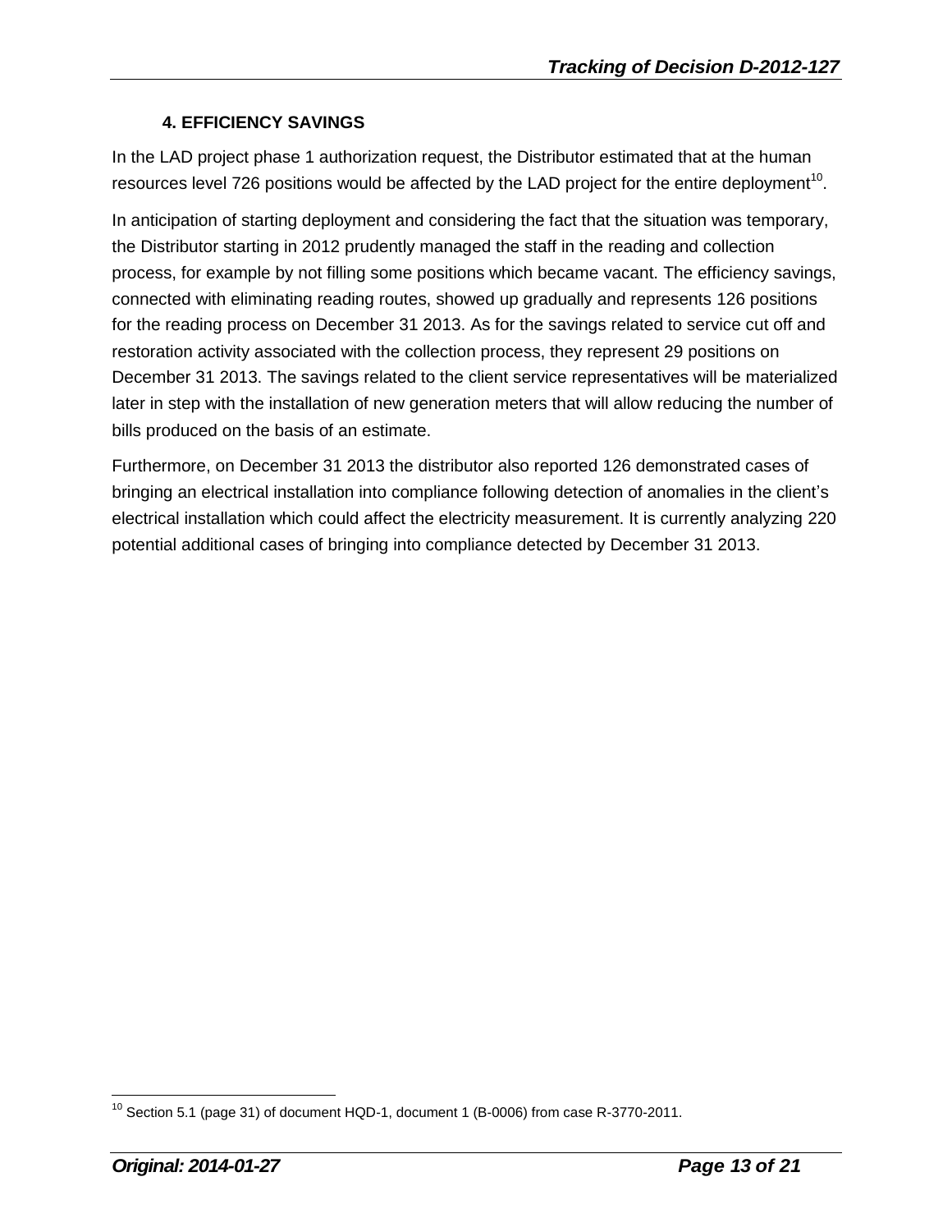## 4. EFFICIENCY SAVINGS

In the LAD project phase 1 authorization request, the Distributor estimated that at the human resources level 726 positions would be affected by the LAD project for the entire deployment[10].

In anticipation of starting deployment and considering the fact that the situation was temporary, the Distributor starting in 2012 prudently managed the staff in the reading and collection process, for example by not filling some positions which became vacant. The efficiency savings, connected with eliminating reading routes, showed up gradually and represents 126 positions for the reading process on December 31 2013. As for the savings related to service cut off and restoration activity associated with the collection process, they represent 29 positions on December 31 2013. The savings related to the client service representatives will be materialized later in step with the installation of new generation meters that will allow reducing the number of bills produced on the basis of an estimate.

Furthermore, on December 31 2013 the distributor also reported 126 demonstrated cases of bringing an electrical installation into compliance following detection of anomalies in the client's electrical installation which could affect the electricity measurement. It is currently analyzing 220 potential additional cases of bringing into compliance detected by December 31 2013.

---

[10] Section 5.1 (page 31) of document HQD-1, document 1 (B-0006) from case R-3770-2011.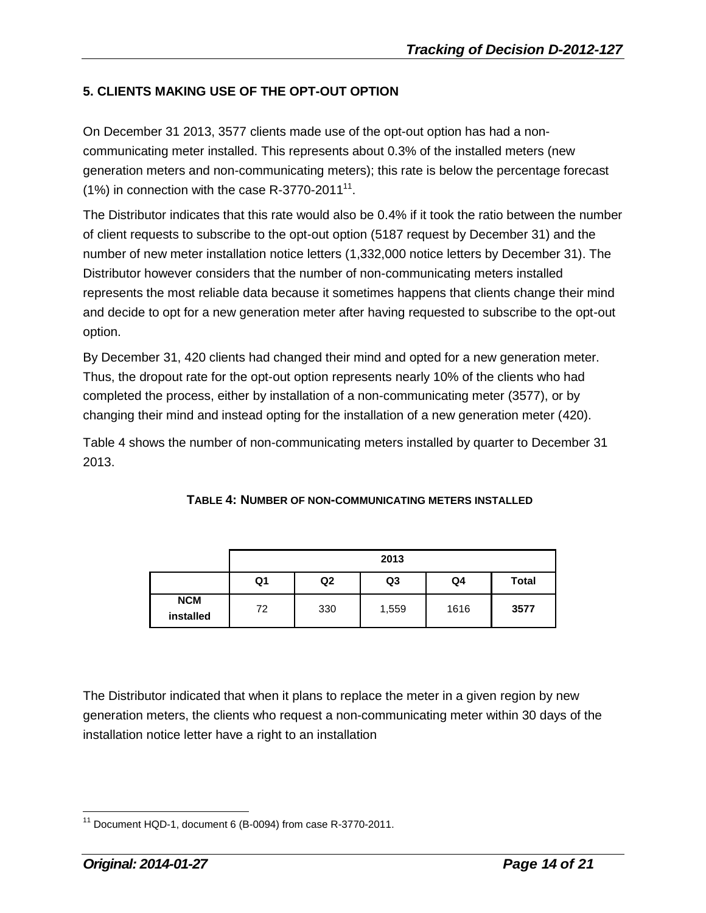## 5. CLIENTS MAKING USE OF THE OPT-OUT OPTION

On December 31 2013, 3577 clients made use of the opt-out option has had a non-communicating meter installed. This represents about 0.3% of the installed meters (new generation meters and non-communicating meters); this rate is below the percentage forecast (1%) in connection with the case R-3770-2011[11].

The Distributor indicates that this rate would also be 0.4% if it took the ratio between the number of client requests to subscribe to the opt-out option (5187 request by December 31) and the number of new meter installation notice letters (1,332,000 notice letters by December 31). The Distributor however considers that the number of non-communicating meters installed represents the most reliable data because it sometimes happens that clients change their mind and decide to opt for a new generation meter after having requested to subscribe to the opt-out option.

By December 31, 420 clients had changed their mind and opted for a new generation meter. Thus, the dropout rate for the opt-out option represents nearly 10% of the clients who had completed the process, either by installation of a non-communicating meter (3577), or by changing their mind and instead opting for the installation of a new generation meter (420).

Table 4 shows the number of non-communicating meters installed by quarter to December 31 2013.

**TABLE 4: NUMBER OF NON-COMMUNICATING METERS INSTALLED**

| | 2013 | | | | |
|---|---|---|---|---|---|
| | Q1 | Q2 | Q3 | Q4 | Total |
| **NCM installed** | 72 | 330 | 1,559 | 1616 | **3577** |

The Distributor indicated that when it plans to replace the meter in a given region by new generation meters, the clients who request a non-communicating meter within 30 days of the installation notice letter have a right to an installation

[11] Document HQD-1, document 6 (B-0094) from case R-3770-2011.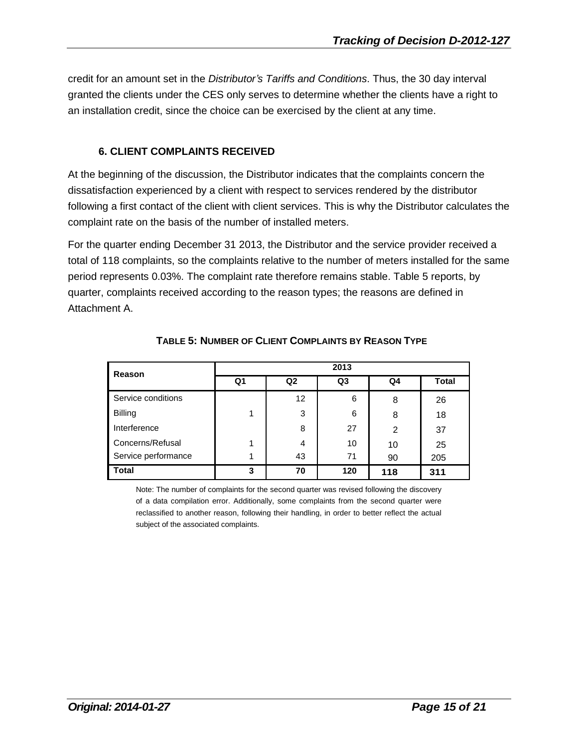credit for an amount set in the *Distributor's Tariffs and Conditions*. Thus, the 30 day interval granted the clients under the CES only serves to determine whether the clients have a right to an installation credit, since the choice can be exercised by the client at any time.

### 6. CLIENT COMPLAINTS RECEIVED

At the beginning of the discussion, the Distributor indicates that the complaints concern the dissatisfaction experienced by a client with respect to services rendered by the distributor following a first contact of the client with client services. This is why the Distributor calculates the complaint rate on the basis of the number of installed meters.

For the quarter ending December 31 2013, the Distributor and the service provider received a total of 118 complaints, so the complaints relative to the number of meters installed for the same period represents 0.03%. The complaint rate therefore remains stable. Table 5 reports, by quarter, complaints received according to the reason types; the reasons are defined in Attachment A.

**TABLE 5: NUMBER OF CLIENT COMPLAINTS BY REASON TYPE**

| Reason | 2013 | | | | |
|---|---|---|---|---|---|
| | Q1 | Q2 | Q3 | Q4 | Total |
| Service conditions | | 12 | 6 | 8 | 26 |
| Billing | 1 | 3 | 6 | 8 | 18 |
| Interference | | 8 | 27 | 2 | 37 |
| Concerns/Refusal | 1 | 4 | 10 | 10 | 25 |
| Service performance | 1 | 43 | 71 | 90 | 205 |
| **Total** | **3** | **70** | **120** | **118** | **311** |

Note: The number of complaints for the second quarter was revised following the discovery of a data compilation error. Additionally, some complaints from the second quarter were reclassified to another reason, following their handling, in order to better reflect the actual subject of the associated complaints.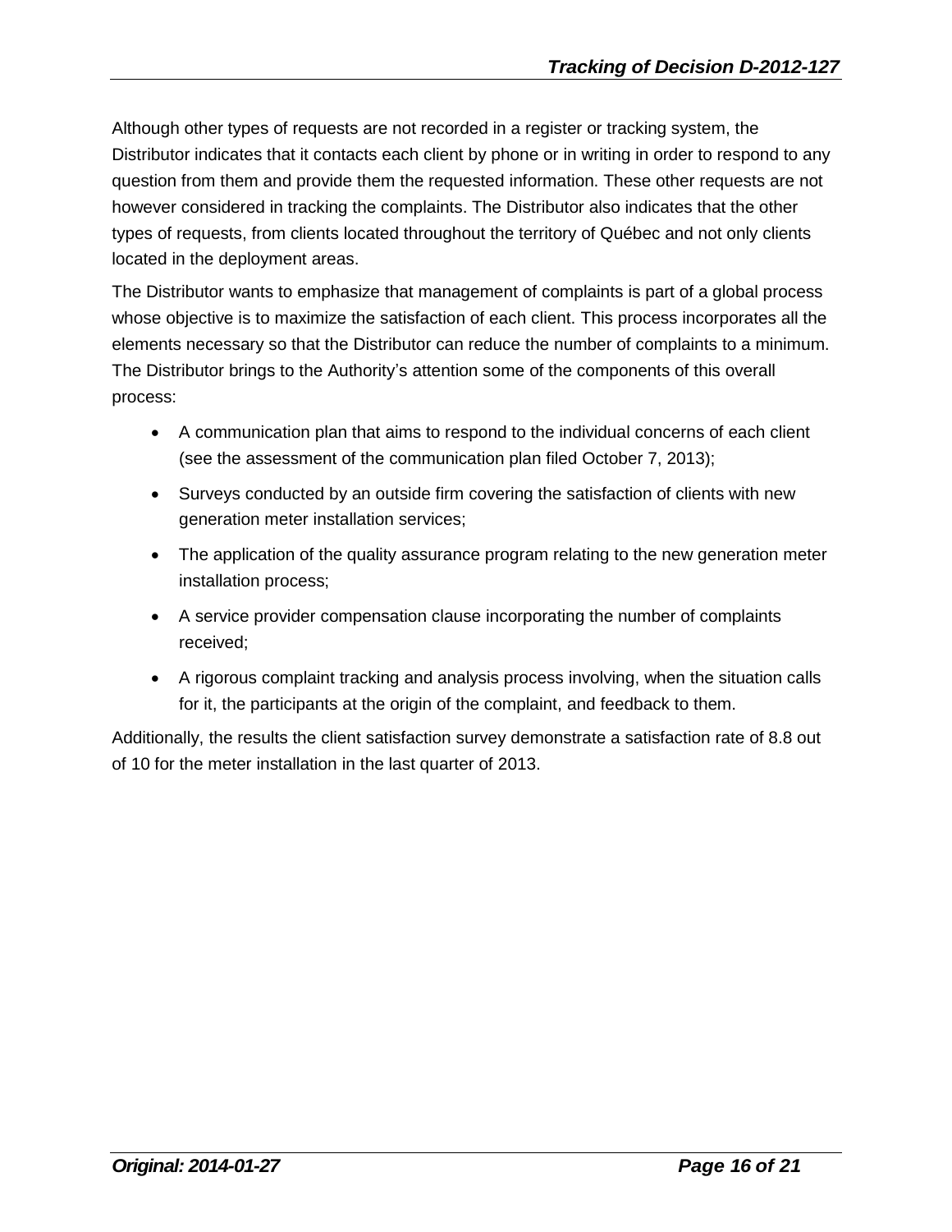Although other types of requests are not recorded in a register or tracking system, the Distributor indicates that it contacts each client by phone or in writing in order to respond to any question from them and provide them the requested information. These other requests are not however considered in tracking the complaints. The Distributor also indicates that the other types of requests, from clients located throughout the territory of Québec and not only clients located in the deployment areas.

The Distributor wants to emphasize that management of complaints is part of a global process whose objective is to maximize the satisfaction of each client. This process incorporates all the elements necessary so that the Distributor can reduce the number of complaints to a minimum. The Distributor brings to the Authority's attention some of the components of this overall process:

- A communication plan that aims to respond to the individual concerns of each client (see the assessment of the communication plan filed October 7, 2013);
- Surveys conducted by an outside firm covering the satisfaction of clients with new generation meter installation services;
- The application of the quality assurance program relating to the new generation meter installation process;
- A service provider compensation clause incorporating the number of complaints received;
- A rigorous complaint tracking and analysis process involving, when the situation calls for it, the participants at the origin of the complaint, and feedback to them.

Additionally, the results the client satisfaction survey demonstrate a satisfaction rate of 8.8 out of 10 for the meter installation in the last quarter of 2013.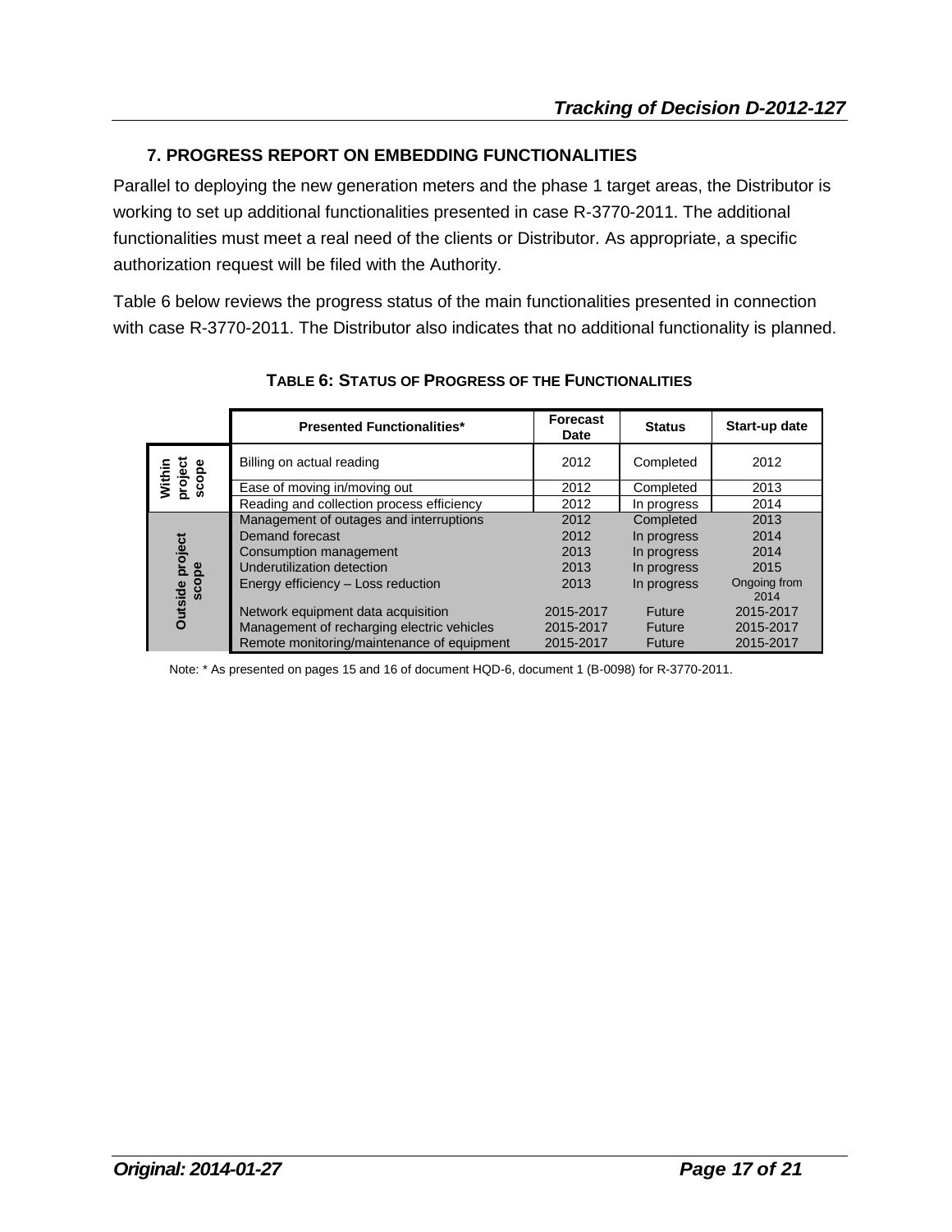## 7. PROGRESS REPORT ON EMBEDDING FUNCTIONALITIES

Parallel to deploying the new generation meters and the phase 1 target areas, the Distributor is working to set up additional functionalities presented in case R-3770-2011. The additional functionalities must meet a real need of the clients or Distributor. As appropriate, a specific authorization request will be filed with the Authority.

Table 6 below reviews the progress status of the main functionalities presented in connection with case R-3770-2011. The Distributor also indicates that no additional functionality is planned.

**TABLE 6: STATUS OF PROGRESS OF THE FUNCTIONALITIES**

| | Presented Functionalities* | Forecast Date | Status | Start-up date |
|---|---|---|---|---|
| Within project scope | Billing on actual reading | 2012 | Completed | 2012 |
| | Ease of moving in/moving out | 2012 | Completed | 2013 |
| | Reading and collection process efficiency | 2012 | In progress | 2014 |
| Outside project scope | Management of outages and interruptions | 2012 | Completed | 2013 |
| | Demand forecast | 2012 | In progress | 2014 |
| | Consumption management | 2013 | In progress | 2014 |
| | Underutilization detection | 2013 | In progress | 2015 |
| | Energy efficiency – Loss reduction | 2013 | In progress | Ongoing from 2014 |
| | Network equipment data acquisition | 2015-2017 | Future | 2015-2017 |
| | Management of recharging electric vehicles | 2015-2017 | Future | 2015-2017 |
| | Remote monitoring/maintenance of equipment | 2015-2017 | Future | 2015-2017 |

Note: * As presented on pages 15 and 16 of document HQD-6, document 1 (B-0098) for R-3770-2011.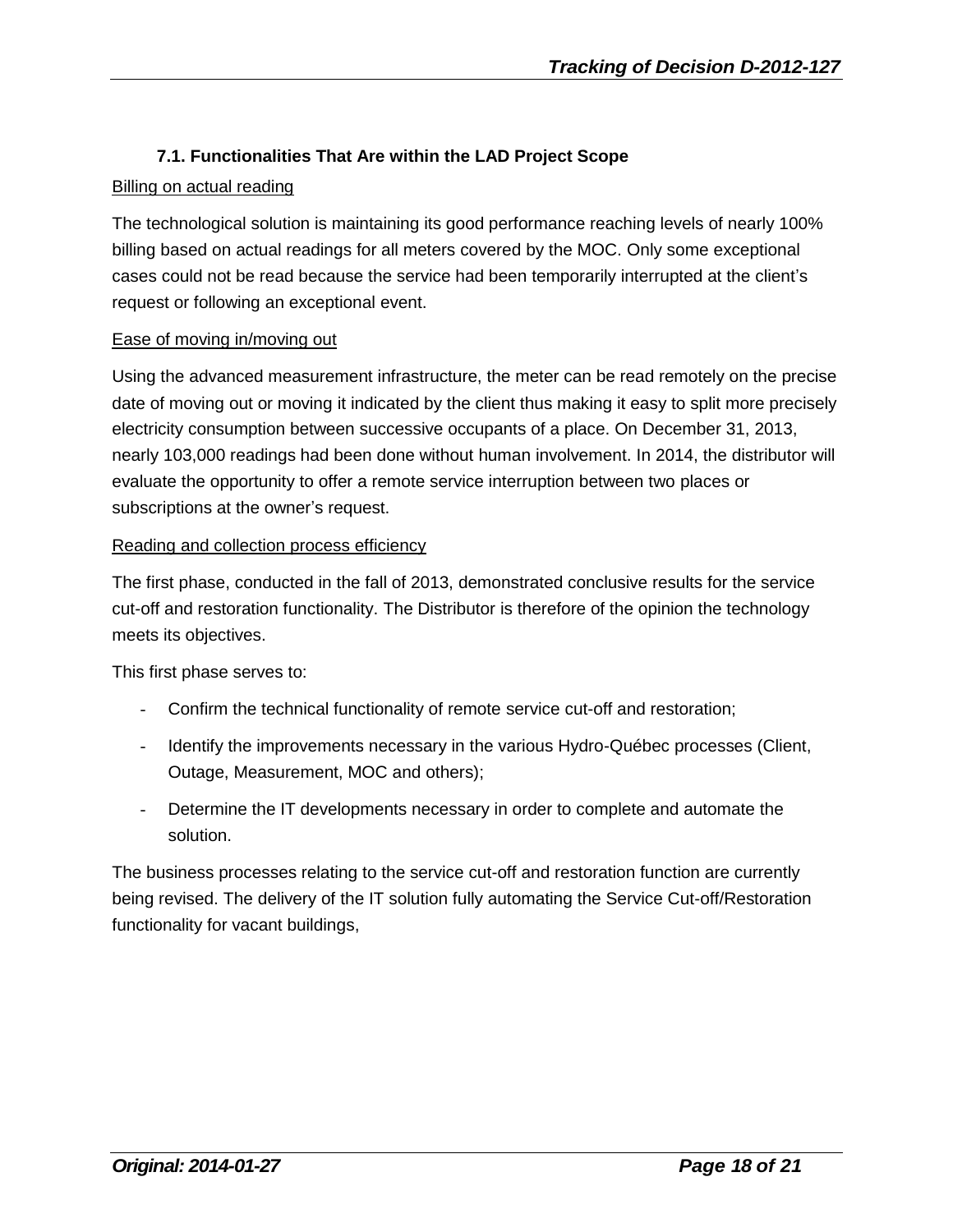### 7.1. Functionalities That Are within the LAD Project Scope

Billing on actual reading

The technological solution is maintaining its good performance reaching levels of nearly 100% billing based on actual readings for all meters covered by the MOC. Only some exceptional cases could not be read because the service had been temporarily interrupted at the client's request or following an exceptional event.

Ease of moving in/moving out

Using the advanced measurement infrastructure, the meter can be read remotely on the precise date of moving out or moving it indicated by the client thus making it easy to split more precisely electricity consumption between successive occupants of a place. On December 31, 2013, nearly 103,000 readings had been done without human involvement. In 2014, the distributor will evaluate the opportunity to offer a remote service interruption between two places or subscriptions at the owner's request.

Reading and collection process efficiency

The first phase, conducted in the fall of 2013, demonstrated conclusive results for the service cut-off and restoration functionality. The Distributor is therefore of the opinion the technology meets its objectives.

This first phase serves to:

- Confirm the technical functionality of remote service cut-off and restoration;
- Identify the improvements necessary in the various Hydro-Québec processes (Client, Outage, Measurement, MOC and others);
- Determine the IT developments necessary in order to complete and automate the solution.

The business processes relating to the service cut-off and restoration function are currently being revised. The delivery of the IT solution fully automating the Service Cut-off/Restoration functionality for vacant buildings,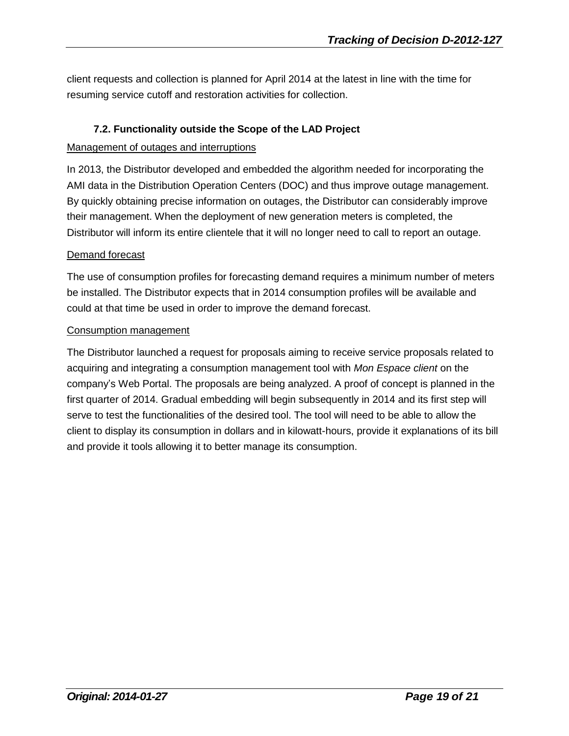client requests and collection is planned for April 2014 at the latest in line with the time for resuming service cutoff and restoration activities for collection.

### 7.2. Functionality outside the Scope of the LAD Project

<u>Management of outages and interruptions</u>

In 2013, the Distributor developed and embedded the algorithm needed for incorporating the AMI data in the Distribution Operation Centers (DOC) and thus improve outage management. By quickly obtaining precise information on outages, the Distributor can considerably improve their management. When the deployment of new generation meters is completed, the Distributor will inform its entire clientele that it will no longer need to call to report an outage.

<u>Demand forecast</u>

The use of consumption profiles for forecasting demand requires a minimum number of meters be installed. The Distributor expects that in 2014 consumption profiles will be available and could at that time be used in order to improve the demand forecast.

<u>Consumption management</u>

The Distributor launched a request for proposals aiming to receive service proposals related to acquiring and integrating a consumption management tool with *Mon Espace client* on the company's Web Portal. The proposals are being analyzed. A proof of concept is planned in the first quarter of 2014. Gradual embedding will begin subsequently in 2014 and its first step will serve to test the functionalities of the desired tool. The tool will need to be able to allow the client to display its consumption in dollars and in kilowatt-hours, provide it explanations of its bill and provide it tools allowing it to better manage its consumption.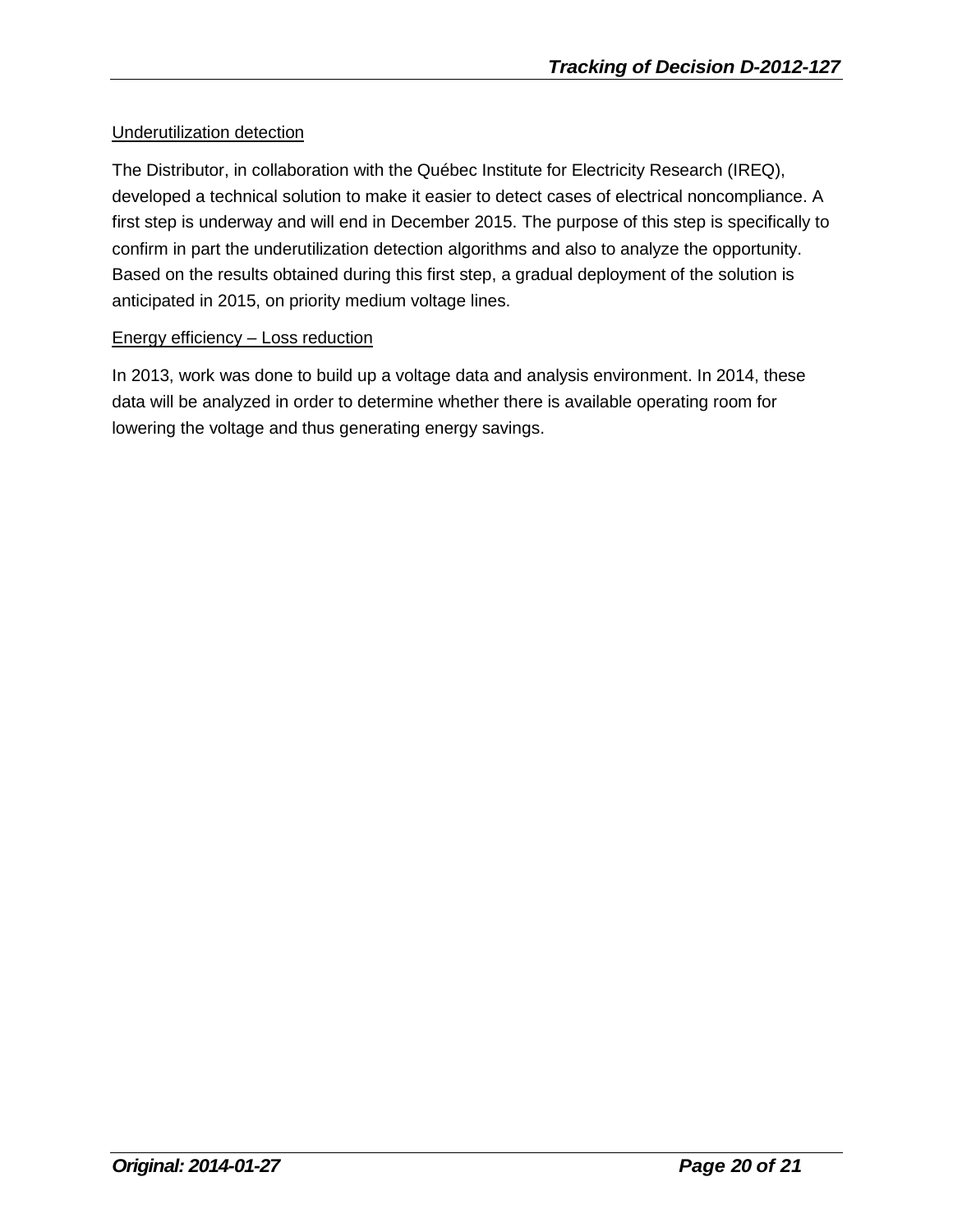Underutilization detection

The Distributor, in collaboration with the Québec Institute for Electricity Research (IREQ), developed a technical solution to make it easier to detect cases of electrical noncompliance. A first step is underway and will end in December 2015. The purpose of this step is specifically to confirm in part the underutilization detection algorithms and also to analyze the opportunity. Based on the results obtained during this first step, a gradual deployment of the solution is anticipated in 2015, on priority medium voltage lines.

Energy efficiency – Loss reduction

In 2013, work was done to build up a voltage data and analysis environment. In 2014, these data will be analyzed in order to determine whether there is available operating room for lowering the voltage and thus generating energy savings.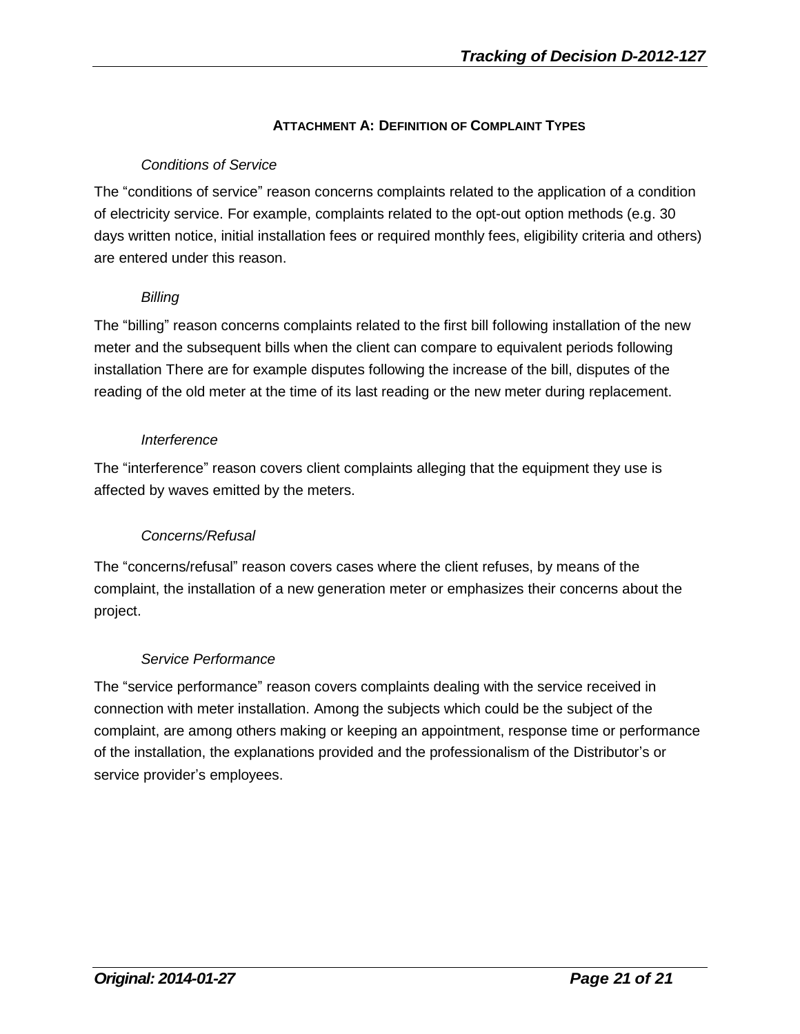## ATTACHMENT A: DEFINITION OF COMPLAINT TYPES

*Conditions of Service*

The "conditions of service" reason concerns complaints related to the application of a condition of electricity service. For example, complaints related to the opt-out option methods (e.g. 30 days written notice, initial installation fees or required monthly fees, eligibility criteria and others) are entered under this reason.

*Billing*

The "billing" reason concerns complaints related to the first bill following installation of the new meter and the subsequent bills when the client can compare to equivalent periods following installation There are for example disputes following the increase of the bill, disputes of the reading of the old meter at the time of its last reading or the new meter during replacement.

*Interference*

The "interference" reason covers client complaints alleging that the equipment they use is affected by waves emitted by the meters.

*Concerns/Refusal*

The "concerns/refusal" reason covers cases where the client refuses, by means of the complaint, the installation of a new generation meter or emphasizes their concerns about the project.

*Service Performance*

The "service performance" reason covers complaints dealing with the service received in connection with meter installation. Among the subjects which could be the subject of the complaint, are among others making or keeping an appointment, response time or performance of the installation, the explanations provided and the professionalism of the Distributor's or service provider's employees.